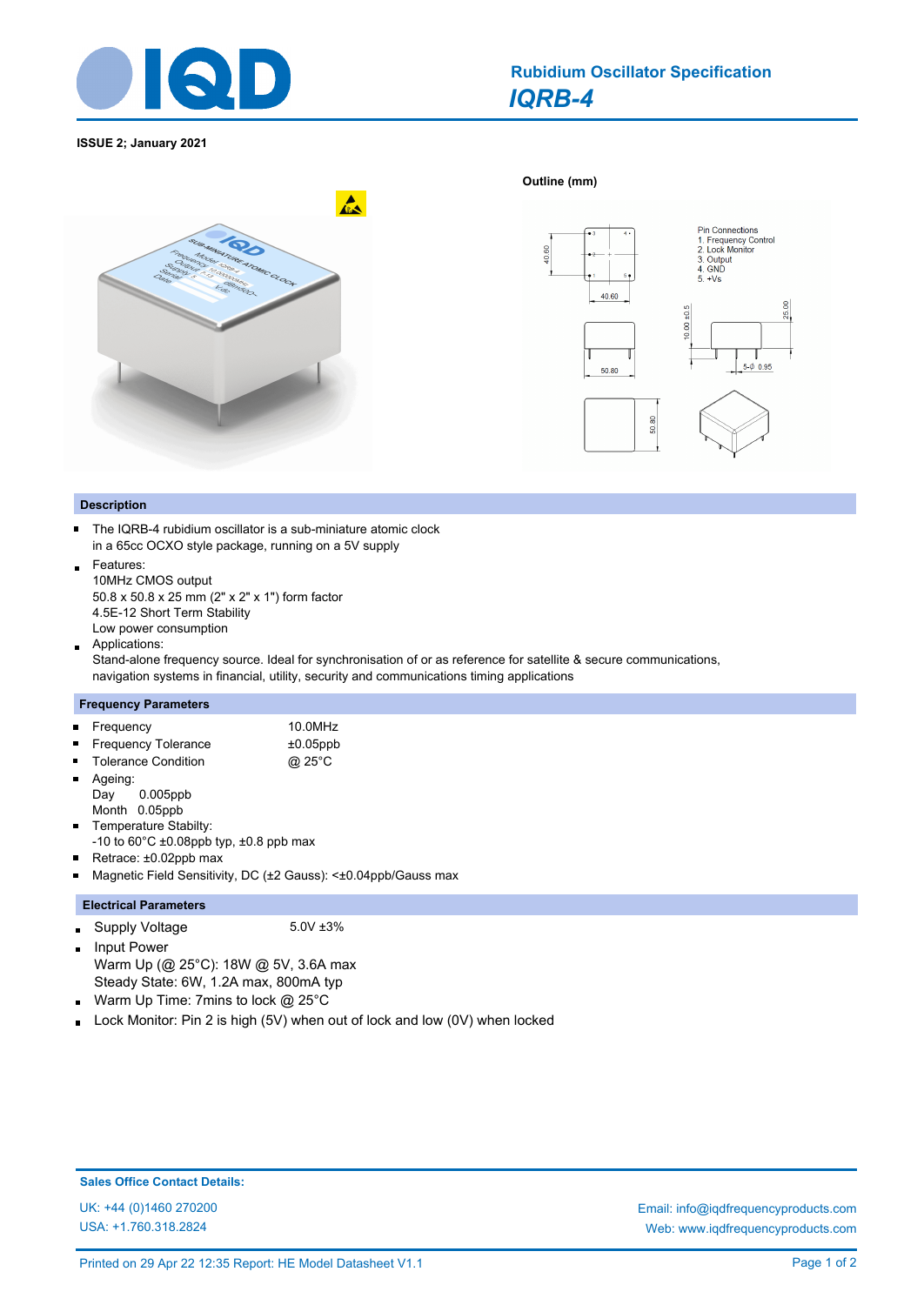# Rubidium Oscillator Specification

## *IQRB-4*

**ISSUE 2; January 2021**

**Outline (mm)**

Pin Connections
1. Frequency Control
2. Lock Monitor
3. Output
4. GND
5. +Vs

## Description

- The IQRB-4 rubidium oscillator is a sub-miniature atomic clock in a 65cc OCXO style package, running on a 5V supply
- Features:
  10MHz CMOS output
  50.8 x 50.8 x 25 mm (2" x 2" x 1") form factor
  4.5E-12 Short Term Stability
  Low power consumption
- Applications:
  Stand-alone frequency source. Ideal for synchronisation of or as reference for satellite & secure communications, navigation systems in financial, utility, security and communications timing applications

## Frequency Parameters

- Frequency: 10.0MHz
- Frequency Tolerance: ±0.05ppb
- Tolerance Condition: @ 25°C
- Ageing:
  Day 0.005ppb
  Month 0.05ppb
- Temperature Stabilty:
  -10 to 60°C ±0.08ppb typ, ±0.8 ppb max
- Retrace: ±0.02ppb max
- Magnetic Field Sensitivity, DC (±2 Gauss): <±0.04ppb/Gauss max

## Electrical Parameters

- Supply Voltage: 5.0V ±3%
- Input Power
  Warm Up (@ 25°C): 18W @ 5V, 3.6A max
  Steady State: 6W, 1.2A max, 800mA typ
- Warm Up Time: 7mins to lock @ 25°C
- Lock Monitor: Pin 2 is high (5V) when out of lock and low (0V) when locked

**Sales Office Contact Details:**

UK: +44 (0)1460 270200
USA: +1.760.318.2824

Email: info@iqdfrequencyproducts.com
Web: www.iqdfrequencyproducts.com

Printed on 29 Apr 22 12:35 Report: HE Model Datasheet V1.1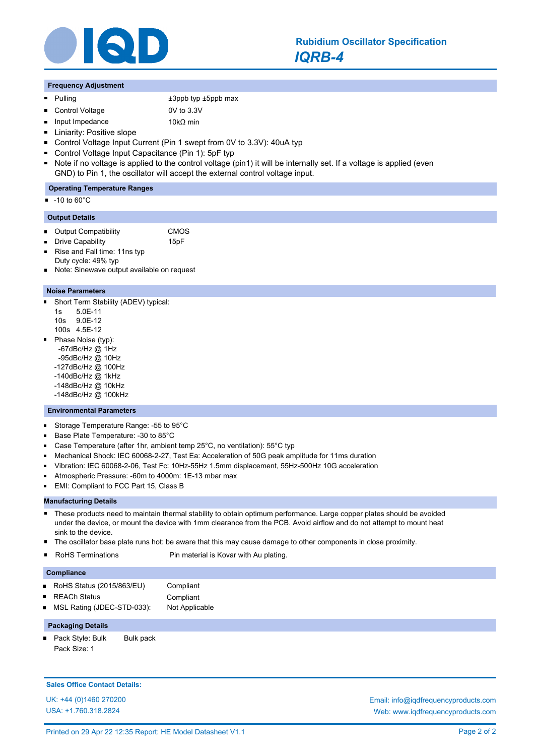# Rubidium Oscillator Specification
## *IQRB-4*

### Frequency Adjustment

- Pulling ±3ppb typ ±5ppb max
- Control Voltage 0V to 3.3V
- Input Impedance 10kΩ min
- Liniarity: Positive slope
- Control Voltage Input Current (Pin 1 swept from 0V to 3.3V): 40uA typ
- Control Voltage Input Capacitance (Pin 1): 5pF typ
- Note if no voltage is applied to the control voltage (pin1) it will be internally set. If a voltage is applied (even GND) to Pin 1, the oscillator will accept the external control voltage input.

### Operating Temperature Ranges

- -10 to 60°C

### Output Details

- Output Compatibility CMOS
- Drive Capability 15pF
- Rise and Fall time: 11ns typ
  Duty cycle: 49% typ
- Note: Sinewave output available on request

### Noise Parameters

- Short Term Stability (ADEV) typical:
  1s 5.0E-11
  10s 9.0E-12
  100s 4.5E-12
- Phase Noise (typ):
  -67dBc/Hz @ 1Hz
  -95dBc/Hz @ 10Hz
  -127dBc/Hz @ 100Hz
  -140dBc/Hz @ 1kHz
  -148dBc/Hz @ 10kHz
  -148dBc/Hz @ 100kHz

### Environmental Parameters

- Storage Temperature Range: -55 to 95°C
- Base Plate Temperature: -30 to 85°C
- Case Temperature (after 1hr, ambient temp 25°C, no ventilation): 55°C typ
- Mechanical Shock: IEC 60068-2-27, Test Ea: Acceleration of 50G peak amplitude for 11ms duration
- Vibration: IEC 60068-2-06, Test Fc: 10Hz-55Hz 1.5mm displacement, 55Hz-500Hz 10G acceleration
- Atmospheric Pressure: -60m to 4000m: 1E-13 mbar max
- EMI: Compliant to FCC Part 15, Class B

### Manufacturing Details

- These products need to maintain thermal stability to obtain optimum performance. Large copper plates should be avoided under the device, or mount the device with 1mm clearance from the PCB. Avoid airflow and do not attempt to mount heat sink to the device.
- The oscillator base plate runs hot: be aware that this may cause damage to other components in close proximity.
- RoHS Terminations Pin material is Kovar with Au plating.

### Compliance

- RoHS Status (2015/863/EU) Compliant
- REACh Status Compliant
- MSL Rating (JDEC-STD-033): Not Applicable

### Packaging Details

- Pack Style: Bulk Bulk pack
  Pack Size: 1

**Sales Office Contact Details:**

UK: +44 (0)1460 270200
USA: +1.760.318.2824

Email: info@iqdfrequencyproducts.com
Web: www.iqdfrequencyproducts.com